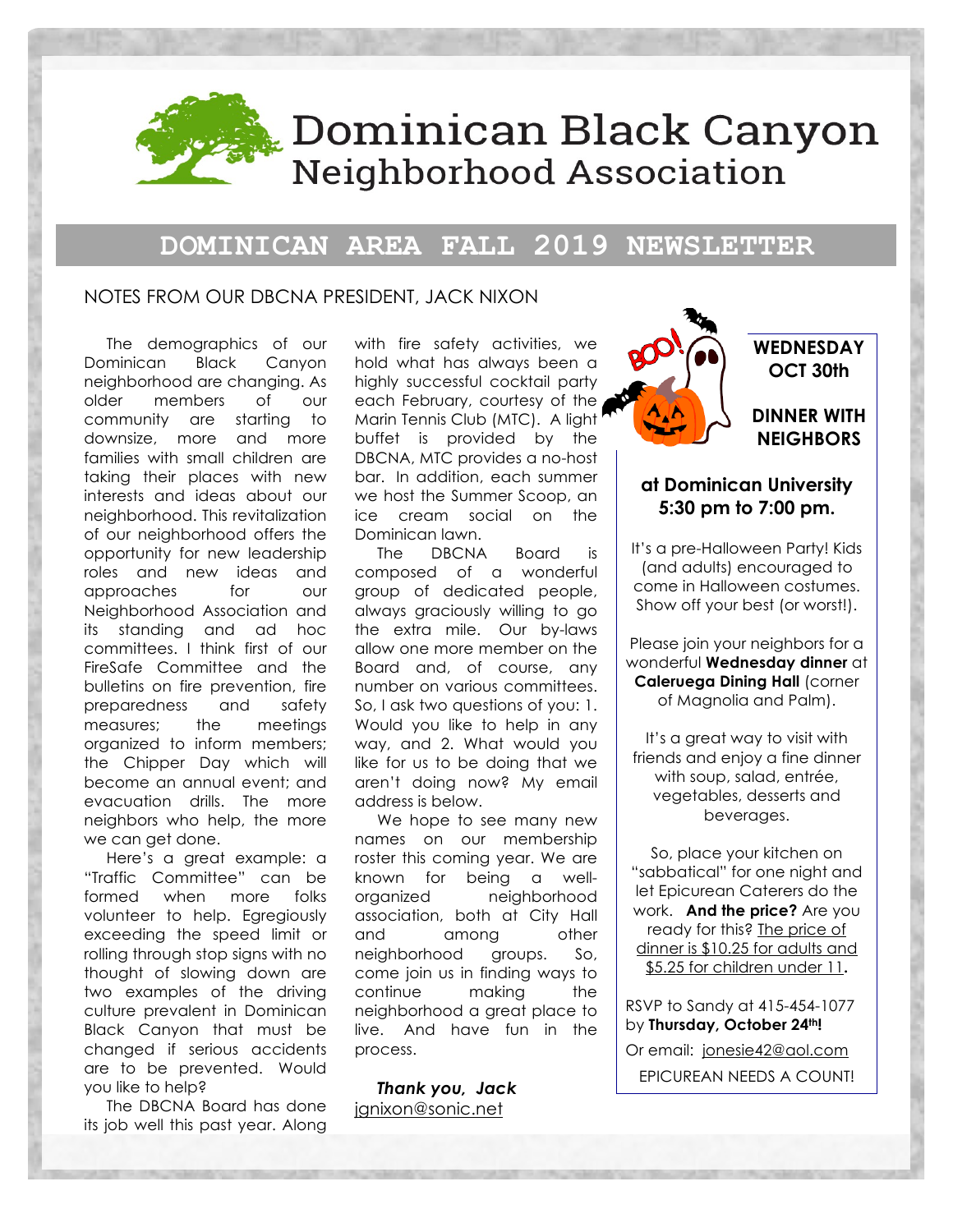# Dominican Black Canyon Neighborhood Association

## DOMINICAN AREA FALL 2019 NEWSLETTER

### NOTES FROM OUR DBCNA PRESIDENT, JACK NIXON

The demographics of our Dominican Black Canyon neighborhood are changing. As older members of our community are starting to downsize, more and more families with small children are taking their places with new interests and ideas about our neighborhood. This revitalization of our neighborhood offers the opportunity for new leadership roles and new ideas and approaches for our Neighborhood Association and its standing and ad hoc committees. I think first of our FireSafe Committee and the bulletins on fire prevention, fire preparedness and safety measures; the meetings organized to inform members; the Chipper Day which will become an annual event; and evacuation drills. The more neighbors who help, the more we can get done.

Here's a great example: a "Traffic Committee" can be formed when more folks volunteer to help. Egregiously exceeding the speed limit or rolling through stop signs with no thought of slowing down are two examples of the driving culture prevalent in Dominican Black Canyon that must be changed if serious accidents are to be prevented. Would you like to help?

The DBCNA Board has done its job well this past year. Along with fire safety activities, we hold what has always been a highly successful cocktail party each February, courtesy of the Marin Tennis Club (MTC). A light buffet is provided by the DBCNA, MTC provides a no-host bar. In addition, each summer we host the Summer Scoop, an ice cream social on the Dominican lawn.

The DBCNA Board is composed of a wonderful group of dedicated people, always graciously willing to go the extra mile. Our by-laws allow one more member on the Board and, of course, any number on various committees. So, I ask two questions of you: 1. Would you like to help in any way, and 2. What would you like for us to be doing that we aren't doing now? My email address is below.

We hope to see many new names on our membership roster this coming year. We are known for being a well-organized neighborhood association, both at City Hall and among other neighborhood groups. So, come join us in finding ways to continue making the neighborhood a great place to live. And have fun in the process.

***Thank you, Jack***
jgnixon@sonic.net

---

**WEDNESDAY OCT 30th**

**DINNER WITH NEIGHBORS**

**at Dominican University 5:30 pm to 7:00 pm.**

It's a pre-Halloween Party! Kids (and adults) encouraged to come in Halloween costumes. Show off your best (or worst!).

Please join your neighbors for a wonderful **Wednesday dinner** at **Caleruega Dining Hall** (corner of Magnolia and Palm).

It's a great way to visit with friends and enjoy a fine dinner with soup, salad, entrée, vegetables, desserts and beverages.

So, place your kitchen on "sabbatical" for one night and let Epicurean Caterers do the work. **And the price?** Are you ready for this? The price of dinner is $10.25 for adults and $5.25 for children under 11**.**

RSVP to Sandy at 415-454-1077 by **Thursday, October 24th!**

Or email: jonesie42@aol.com

EPICUREAN NEEDS A COUNT!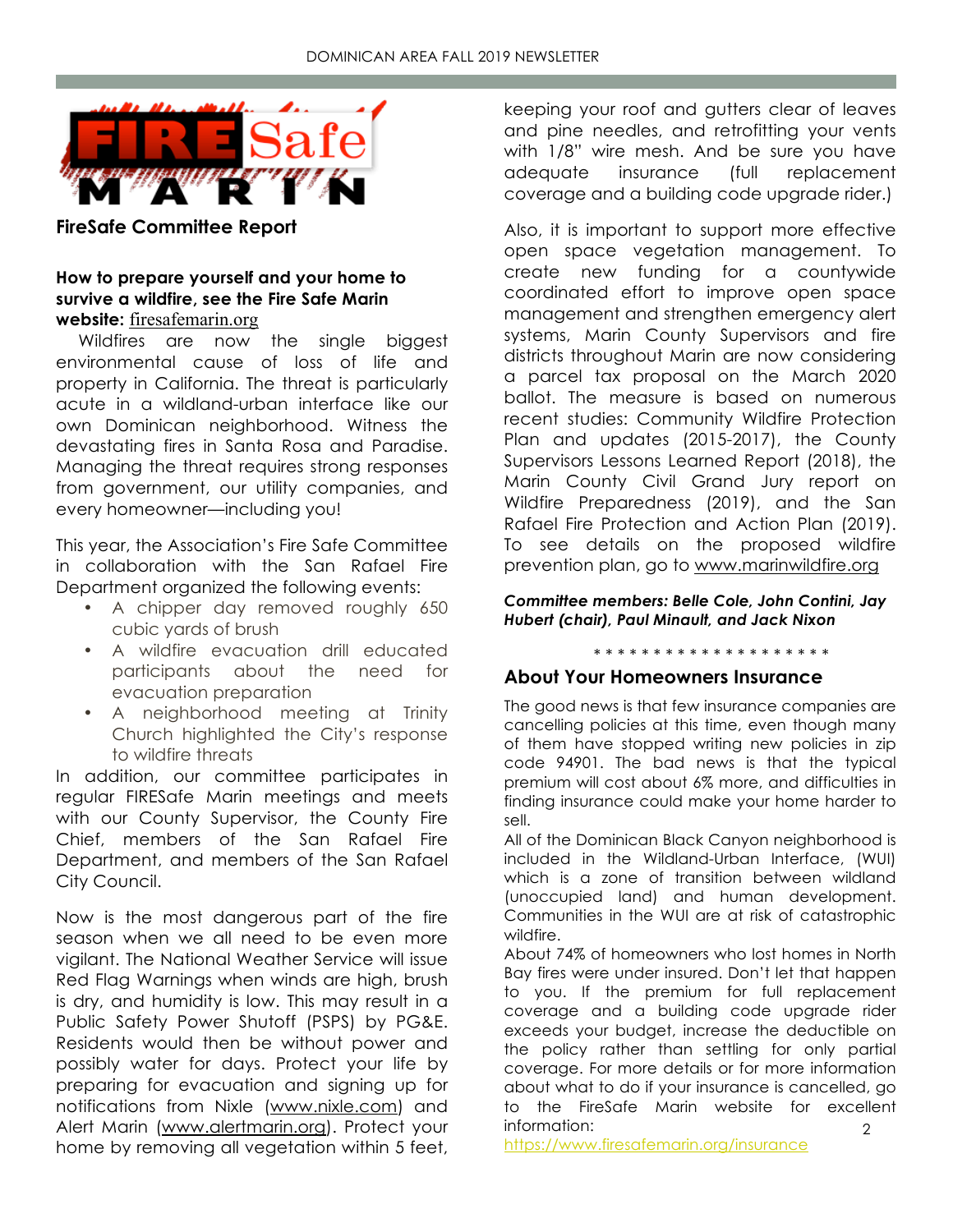## FireSafe Committee Report

**How to prepare yourself and your home to survive a wildfire, see the Fire Safe Marin website:** firesafemarin.org

Wildfires are now the single biggest environmental cause of loss of life and property in California. The threat is particularly acute in a wildland-urban interface like our own Dominican neighborhood. Witness the devastating fires in Santa Rosa and Paradise. Managing the threat requires strong responses from government, our utility companies, and every homeowner—including you!

This year, the Association's Fire Safe Committee in collaboration with the San Rafael Fire Department organized the following events:

- A chipper day removed roughly 650 cubic yards of brush
- A wildfire evacuation drill educated participants about the need for evacuation preparation
- A neighborhood meeting at Trinity Church highlighted the City's response to wildfire threats

In addition, our committee participates in regular FIRESafe Marin meetings and meets with our County Supervisor, the County Fire Chief, members of the San Rafael Fire Department, and members of the San Rafael City Council.

Now is the most dangerous part of the fire season when we all need to be even more vigilant. The National Weather Service will issue Red Flag Warnings when winds are high, brush is dry, and humidity is low. This may result in a Public Safety Power Shutoff (PSPS) by PG&E. Residents would then be without power and possibly water for days. Protect your life by preparing for evacuation and signing up for notifications from Nixle (www.nixle.com) and Alert Marin (www.alertmarin.org). Protect your home by removing all vegetation within 5 feet, keeping your roof and gutters clear of leaves and pine needles, and retrofitting your vents with 1/8" wire mesh. And be sure you have adequate insurance (full replacement coverage and a building code upgrade rider.)

Also, it is important to support more effective open space vegetation management. To create new funding for a countywide coordinated effort to improve open space management and strengthen emergency alert systems, Marin County Supervisors and fire districts throughout Marin are now considering a parcel tax proposal on the March 2020 ballot. The measure is based on numerous recent studies: Community Wildfire Protection Plan and updates (2015-2017), the County Supervisors Lessons Learned Report (2018), the Marin County Civil Grand Jury report on Wildfire Preparedness (2019), and the San Rafael Fire Protection and Action Plan (2019). To see details on the proposed wildfire prevention plan, go to www.marinwildfire.org

***Committee members: Belle Cole, John Contini, Jay Hubert (chair), Paul Minault, and Jack Nixon***

\* \* \* \* \* \* \* \* \* \* \* \* \* \* \* \* \* \* \* \*

## About Your Homeowners Insurance

The good news is that few insurance companies are cancelling policies at this time, even though many of them have stopped writing new policies in zip code 94901. The bad news is that the typical premium will cost about 6% more, and difficulties in finding insurance could make your home harder to sell.

All of the Dominican Black Canyon neighborhood is included in the Wildland-Urban Interface, (WUI) which is a zone of transition between wildland (unoccupied land) and human development. Communities in the WUI are at risk of catastrophic wildfire.

About 74% of homeowners who lost homes in North Bay fires were under insured. Don't let that happen to you. If the premium for full replacement coverage and a building code upgrade rider exceeds your budget, increase the deductible on the policy rather than settling for only partial coverage. For more details or for more information about what to do if your insurance is cancelled, go to the FireSafe Marin website for excellent information: https://www.firesafemarin.org/insurance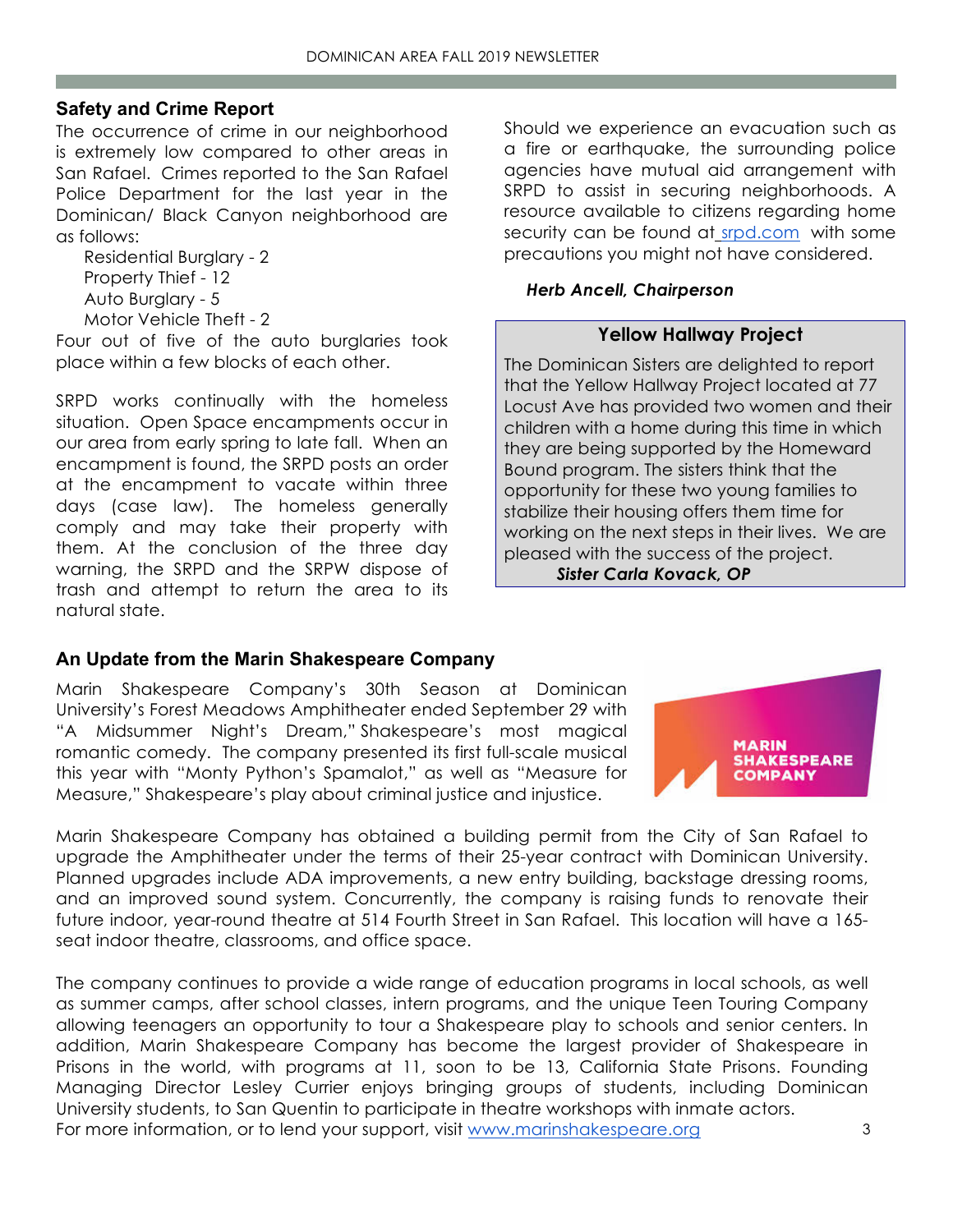## Safety and Crime Report

The occurrence of crime in our neighborhood is extremely low compared to other areas in San Rafael. Crimes reported to the San Rafael Police Department for the last year in the Dominican/ Black Canyon neighborhood are as follows:

- Residential Burglary - 2
- Property Thief - 12
- Auto Burglary - 5
- Motor Vehicle Theft - 2

Four out of five of the auto burglaries took place within a few blocks of each other.

SRPD works continually with the homeless situation. Open Space encampments occur in our area from early spring to late fall. When an encampment is found, the SRPD posts an order at the encampment to vacate within three days (case law). The homeless generally comply and may take their property with them. At the conclusion of the three day warning, the SRPD and the SRPW dispose of trash and attempt to return the area to its natural state.

Should we experience an evacuation such as a fire or earthquake, the surrounding police agencies have mutual aid arrangement with SRPD to assist in securing neighborhoods. A resource available to citizens regarding home security can be found at srpd.com with some precautions you might not have considered.

***Herb Ancell, Chairperson***

## Yellow Hallway Project

The Dominican Sisters are delighted to report that the Yellow Hallway Project located at 77 Locust Ave has provided two women and their children with a home during this time in which they are being supported by the Homeward Bound program. The sisters think that the opportunity for these two young families to stabilize their housing offers them time for working on the next steps in their lives. We are pleased with the success of the project.

***Sister Carla Kovack, OP***

## An Update from the Marin Shakespeare Company

Marin Shakespeare Company's 30th Season at Dominican University's Forest Meadows Amphitheater ended September 29 with "A Midsummer Night's Dream," Shakespeare's most magical romantic comedy. The company presented its first full-scale musical this year with "Monty Python's Spamalot," as well as "Measure for Measure," Shakespeare's play about criminal justice and injustice.

MARIN SHAKESPEARE COMPANY

Marin Shakespeare Company has obtained a building permit from the City of San Rafael to upgrade the Amphitheater under the terms of their 25-year contract with Dominican University. Planned upgrades include ADA improvements, a new entry building, backstage dressing rooms, and an improved sound system. Concurrently, the company is raising funds to renovate their future indoor, year-round theatre at 514 Fourth Street in San Rafael. This location will have a 165-seat indoor theatre, classrooms, and office space.

The company continues to provide a wide range of education programs in local schools, as well as summer camps, after school classes, intern programs, and the unique Teen Touring Company allowing teenagers an opportunity to tour a Shakespeare play to schools and senior centers. In addition, Marin Shakespeare Company has become the largest provider of Shakespeare in Prisons in the world, with programs at 11, soon to be 13, California State Prisons. Founding Managing Director Lesley Currier enjoys bringing groups of students, including Dominican University students, to San Quentin to participate in theatre workshops with inmate actors.
For more information, or to lend your support, visit www.marinshakespeare.org